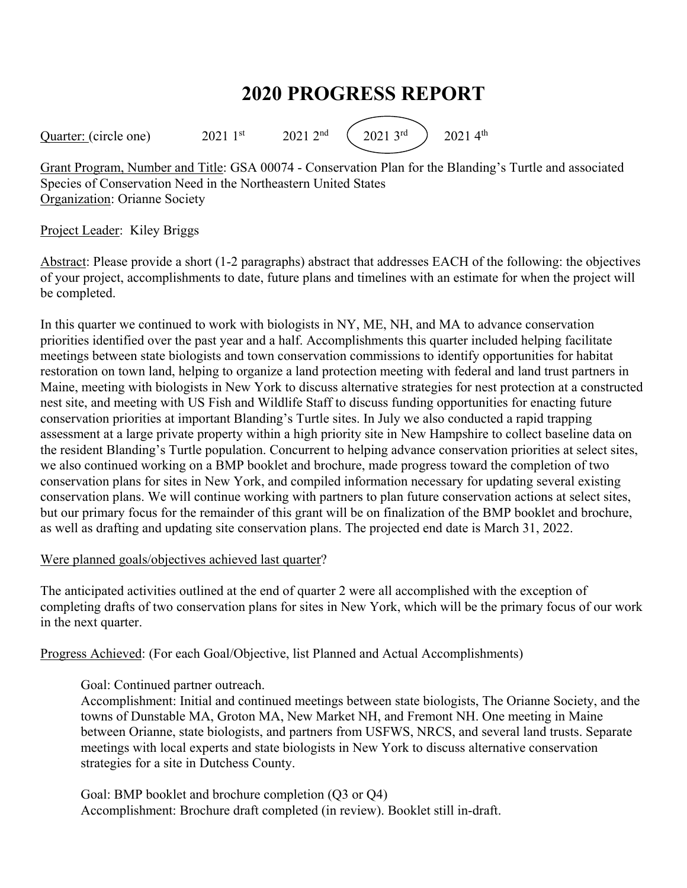# 2020 PROGRESS REPORT

Quarter: (circle one) 2021 1st 2021 2nd **(2021 3rd)** 2021 4th

Grant Program, Number and Title: GSA 00074 - Conservation Plan for the Blanding's Turtle and associated Species of Conservation Need in the Northeastern United States
Organization: Orianne Society

Project Leader: Kiley Briggs

Abstract: Please provide a short (1-2 paragraphs) abstract that addresses EACH of the following: the objectives of your project, accomplishments to date, future plans and timelines with an estimate for when the project will be completed.

In this quarter we continued to work with biologists in NY, ME, NH, and MA to advance conservation priorities identified over the past year and a half. Accomplishments this quarter included helping facilitate meetings between state biologists and town conservation commissions to identify opportunities for habitat restoration on town land, helping to organize a land protection meeting with federal and land trust partners in Maine, meeting with biologists in New York to discuss alternative strategies for nest protection at a constructed nest site, and meeting with US Fish and Wildlife Staff to discuss funding opportunities for enacting future conservation priorities at important Blanding's Turtle sites. In July we also conducted a rapid trapping assessment at a large private property within a high priority site in New Hampshire to collect baseline data on the resident Blanding's Turtle population. Concurrent to helping advance conservation priorities at select sites, we also continued working on a BMP booklet and brochure, made progress toward the completion of two conservation plans for sites in New York, and compiled information necessary for updating several existing conservation plans. We will continue working with partners to plan future conservation actions at select sites, but our primary focus for the remainder of this grant will be on finalization of the BMP booklet and brochure, as well as drafting and updating site conservation plans. The projected end date is March 31, 2022.

Were planned goals/objectives achieved last quarter?

The anticipated activities outlined at the end of quarter 2 were all accomplished with the exception of completing drafts of two conservation plans for sites in New York, which will be the primary focus of our work in the next quarter.

Progress Achieved: (For each Goal/Objective, list Planned and Actual Accomplishments)

Goal: Continued partner outreach.
Accomplishment: Initial and continued meetings between state biologists, The Orianne Society, and the towns of Dunstable MA, Groton MA, New Market NH, and Fremont NH. One meeting in Maine between Orianne, state biologists, and partners from USFWS, NRCS, and several land trusts. Separate meetings with local experts and state biologists in New York to discuss alternative conservation strategies for a site in Dutchess County.

Goal: BMP booklet and brochure completion (Q3 or Q4)
Accomplishment: Brochure draft completed (in review). Booklet still in-draft.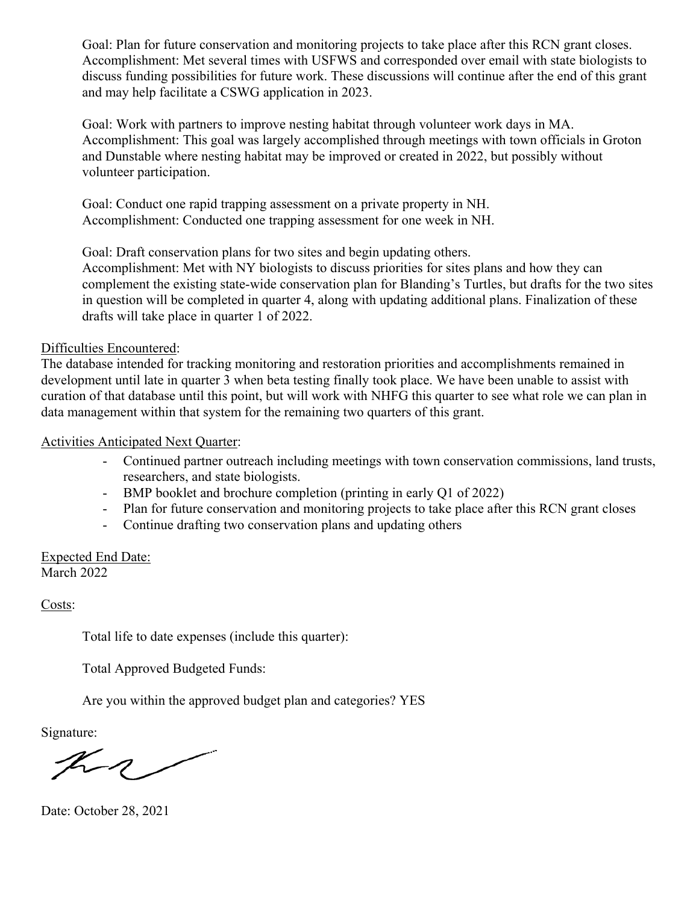Goal: Plan for future conservation and monitoring projects to take place after this RCN grant closes.
Accomplishment: Met several times with USFWS and corresponded over email with state biologists to discuss funding possibilities for future work. These discussions will continue after the end of this grant and may help facilitate a CSWG application in 2023.

Goal: Work with partners to improve nesting habitat through volunteer work days in MA.
Accomplishment: This goal was largely accomplished through meetings with town officials in Groton and Dunstable where nesting habitat may be improved or created in 2022, but possibly without volunteer participation.

Goal: Conduct one rapid trapping assessment on a private property in NH.
Accomplishment: Conducted one trapping assessment for one week in NH.

Goal: Draft conservation plans for two sites and begin updating others.
Accomplishment: Met with NY biologists to discuss priorities for sites plans and how they can complement the existing state-wide conservation plan for Blanding's Turtles, but drafts for the two sites in question will be completed in quarter 4, along with updating additional plans. Finalization of these drafts will take place in quarter 1 of 2022.

Difficulties Encountered:

The database intended for tracking monitoring and restoration priorities and accomplishments remained in development until late in quarter 3 when beta testing finally took place. We have been unable to assist with curation of that database until this point, but will work with NHFG this quarter to see what role we can plan in data management within that system for the remaining two quarters of this grant.

Activities Anticipated Next Quarter:

- Continued partner outreach including meetings with town conservation commissions, land trusts, researchers, and state biologists.
- BMP booklet and brochure completion (printing in early Q1 of 2022)
- Plan for future conservation and monitoring projects to take place after this RCN grant closes
- Continue drafting two conservation plans and updating others

Expected End Date:
March 2022

Costs:

Total life to date expenses (include this quarter):

Total Approved Budgeted Funds:

Are you within the approved budget plan and categories? YES

Signature:

Date: October 28, 2021